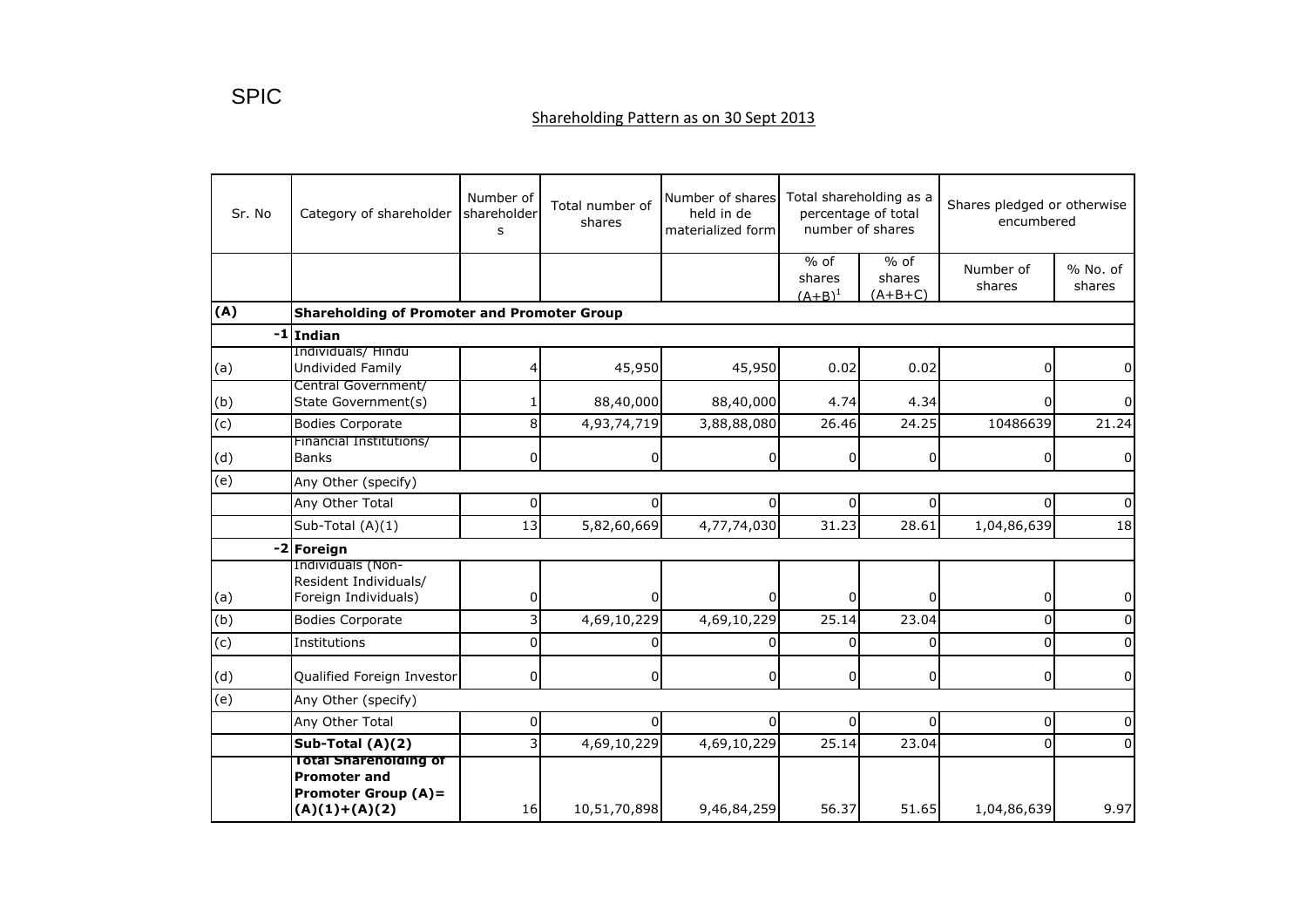SPIC

## Shareholding Pattern as on 30 Sept 2013

| Sr. No | Category of shareholder | Number of shareholders | Total number of shares | Number of shares held in de materialized form | Total shareholding as a percentage of total number of shares | | Shares pledged or otherwise encumbered | |
|---|---|---|---|---|---|---|---|---|
| | | | | | % of shares (A+B)[1] | % of shares (A+B+C) | Number of shares | % No. of shares |
| **(A)** | **Shareholding of Promoter and Promoter Group** | | | | | | | |
| -1 | **Indian** | | | | | | | |
| (a) | Individuals/ Hindu Undivided Family | 4 | 45,950 | 45,950 | 0.02 | 0.02 | 0 | 0 |
| (b) | Central Government/ State Government(s) | 1 | 88,40,000 | 88,40,000 | 4.74 | 4.34 | 0 | 0 |
| (c) | Bodies Corporate | 8 | 4,93,74,719 | 3,88,88,080 | 26.46 | 24.25 | 10486639 | 21.24 |
| (d) | Financial Institutions/ Banks | 0 | 0 | 0 | 0 | 0 | 0 | 0 |
| (e) | Any Other (specify) | | | | | | | |
| | Any Other Total | 0 | 0 | 0 | 0 | 0 | 0 | 0 |
| | Sub-Total (A)(1) | 13 | 5,82,60,669 | 4,77,74,030 | 31.23 | 28.61 | 1,04,86,639 | 18 |
| -2 | **Foreign** | | | | | | | |
| (a) | Individuals (Non-Resident Individuals/ Foreign Individuals) | 0 | 0 | 0 | 0 | 0 | 0 | 0 |
| (b) | Bodies Corporate | 3 | 4,69,10,229 | 4,69,10,229 | 25.14 | 23.04 | 0 | 0 |
| (c) | Institutions | 0 | 0 | 0 | 0 | 0 | 0 | 0 |
| (d) | Qualified Foreign Investor | 0 | 0 | 0 | 0 | 0 | 0 | 0 |
| (e) | Any Other (specify) | | | | | | | |
| | Any Other Total | 0 | 0 | 0 | 0 | 0 | 0 | 0 |
| | **Sub-Total (A)(2)** | 3 | 4,69,10,229 | 4,69,10,229 | 25.14 | 23.04 | 0 | 0 |
| | **Total Shareholding of Promoter and Promoter Group (A)= (A)(1)+(A)(2)** | 16 | 10,51,70,898 | 9,46,84,259 | 56.37 | 51.65 | 1,04,86,639 | 9.97 |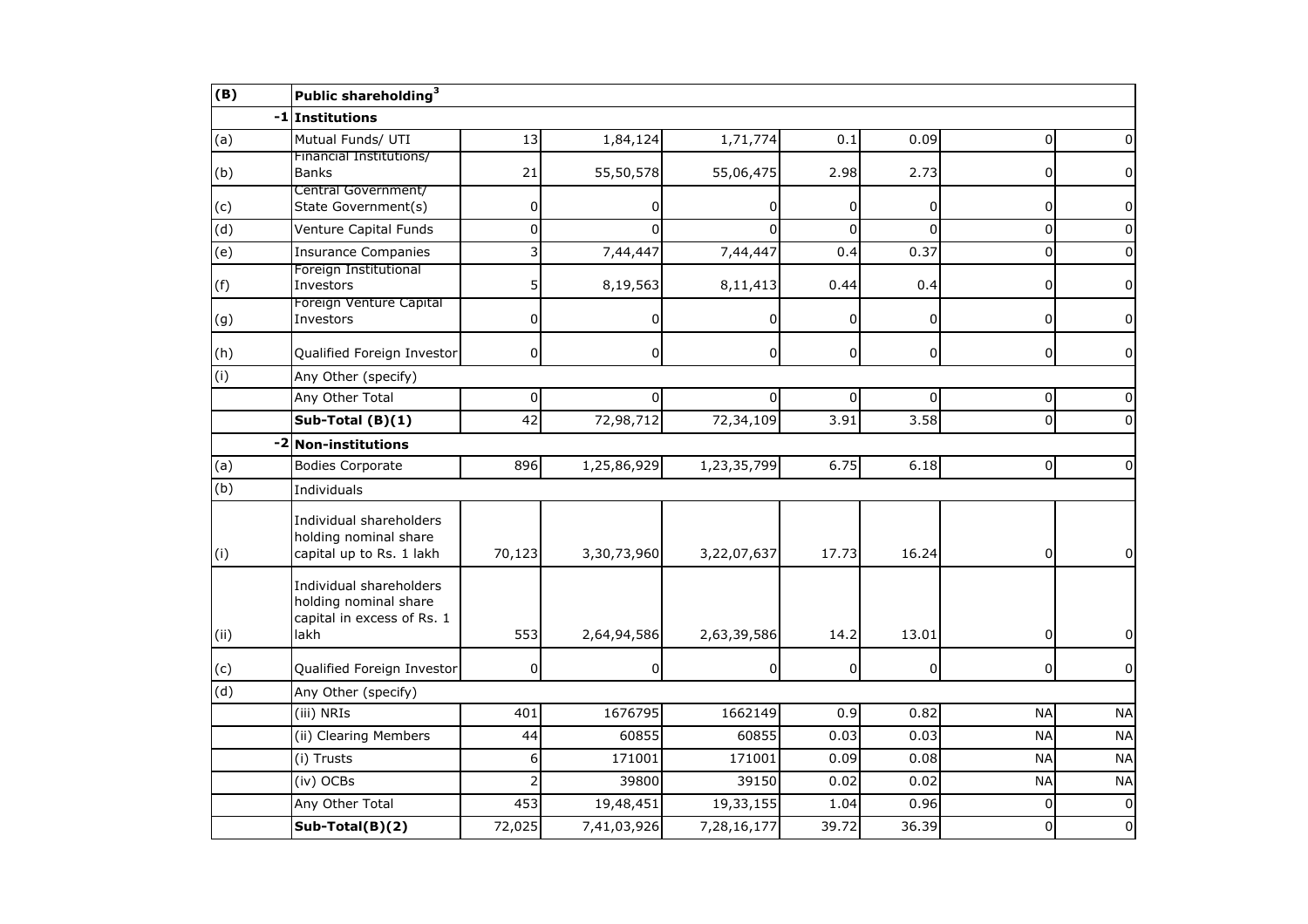| (B) | Public shareholding[3] | | | | | | | |
|---|---|---|---|---|---|---|---|---|
| -1 | Institutions | | | | | | | |
| (a) | Mutual Funds/ UTI | 13 | 1,84,124 | 1,71,774 | 0.1 | 0.09 | 0 | 0 |
| (b) | Financial Institutions/ Banks | 21 | 55,50,578 | 55,06,475 | 2.98 | 2.73 | 0 | 0 |
| (c) | Central Government/ State Government(s) | 0 | 0 | 0 | 0 | 0 | 0 | 0 |
| (d) | Venture Capital Funds | 0 | 0 | 0 | 0 | 0 | 0 | 0 |
| (e) | Insurance Companies | 3 | 7,44,447 | 7,44,447 | 0.4 | 0.37 | 0 | 0 |
| (f) | Foreign Institutional Investors | 5 | 8,19,563 | 8,11,413 | 0.44 | 0.4 | 0 | 0 |
| (g) | Foreign Venture Capital Investors | 0 | 0 | 0 | 0 | 0 | 0 | 0 |
| (h) | Qualified Foreign Investor | 0 | 0 | 0 | 0 | 0 | 0 | 0 |
| (i) | Any Other (specify) | | | | | | | |
| | Any Other Total | 0 | 0 | 0 | 0 | 0 | 0 | 0 |
| | **Sub-Total (B)(1)** | 42 | 72,98,712 | 72,34,109 | 3.91 | 3.58 | 0 | 0 |
| -2 | **Non-institutions** | | | | | | | |
| (a) | Bodies Corporate | 896 | 1,25,86,929 | 1,23,35,799 | 6.75 | 6.18 | 0 | 0 |
| (b) | Individuals | | | | | | | |
| (i) | Individual shareholders holding nominal share capital up to Rs. 1 lakh | 70,123 | 3,30,73,960 | 3,22,07,637 | 17.73 | 16.24 | 0 | 0 |
| (ii) | Individual shareholders holding nominal share capital in excess of Rs. 1 lakh | 553 | 2,64,94,586 | 2,63,39,586 | 14.2 | 13.01 | 0 | 0 |
| (c) | Qualified Foreign Investor | 0 | 0 | 0 | 0 | 0 | 0 | 0 |
| (d) | Any Other (specify) | | | | | | | |
| | (iii) NRIs | 401 | 1676795 | 1662149 | 0.9 | 0.82 | NA | NA |
| | (ii) Clearing Members | 44 | 60855 | 60855 | 0.03 | 0.03 | NA | NA |
| | (i) Trusts | 6 | 171001 | 171001 | 0.09 | 0.08 | NA | NA |
| | (iv) OCBs | 2 | 39800 | 39150 | 0.02 | 0.02 | NA | NA |
| | Any Other Total | 453 | 19,48,451 | 19,33,155 | 1.04 | 0.96 | 0 | 0 |
| | **Sub-Total(B)(2)** | 72,025 | 7,41,03,926 | 7,28,16,177 | 39.72 | 36.39 | 0 | 0 |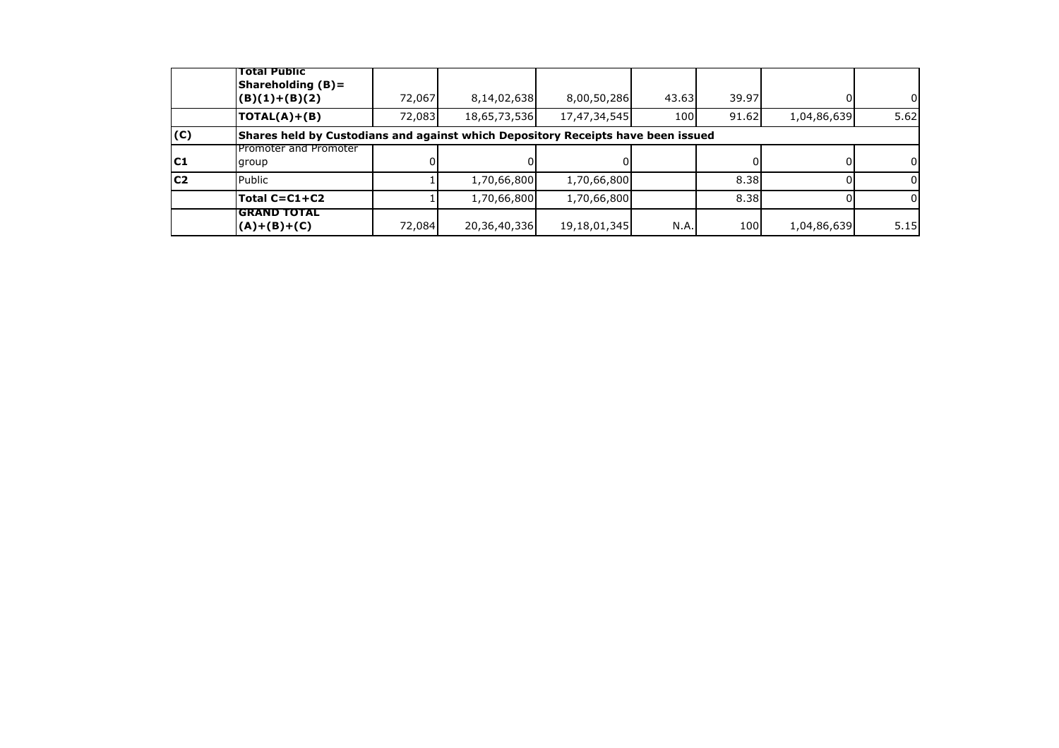| | | | | | | | | |
|---|---|---|---|---|---|---|---|---|
| | **Total Public Shareholding (B)= (B)(1)+(B)(2)** | 72,067 | 8,14,02,638 | 8,00,50,286 | 43.63 | 39.97 | 0 | 0 |
| | **TOTAL(A)+(B)** | 72,083 | 18,65,73,536 | 17,47,34,545 | 100 | 91.62 | 1,04,86,639 | 5.62 |
| **(C)** | **Shares held by Custodians and against which Depository Receipts have been issued** | | | | | | | |
| **C1** | Promoter and Promoter group | 0 | 0 | 0 | | 0 | 0 | 0 |
| **C2** | Public | 1 | 1,70,66,800 | 1,70,66,800 | | 8.38 | 0 | 0 |
| | **Total C=C1+C2** | 1 | 1,70,66,800 | 1,70,66,800 | | 8.38 | 0 | 0 |
| | **GRAND TOTAL (A)+(B)+(C)** | 72,084 | 20,36,40,336 | 19,18,01,345 | N.A. | 100 | 1,04,86,639 | 5.15 |